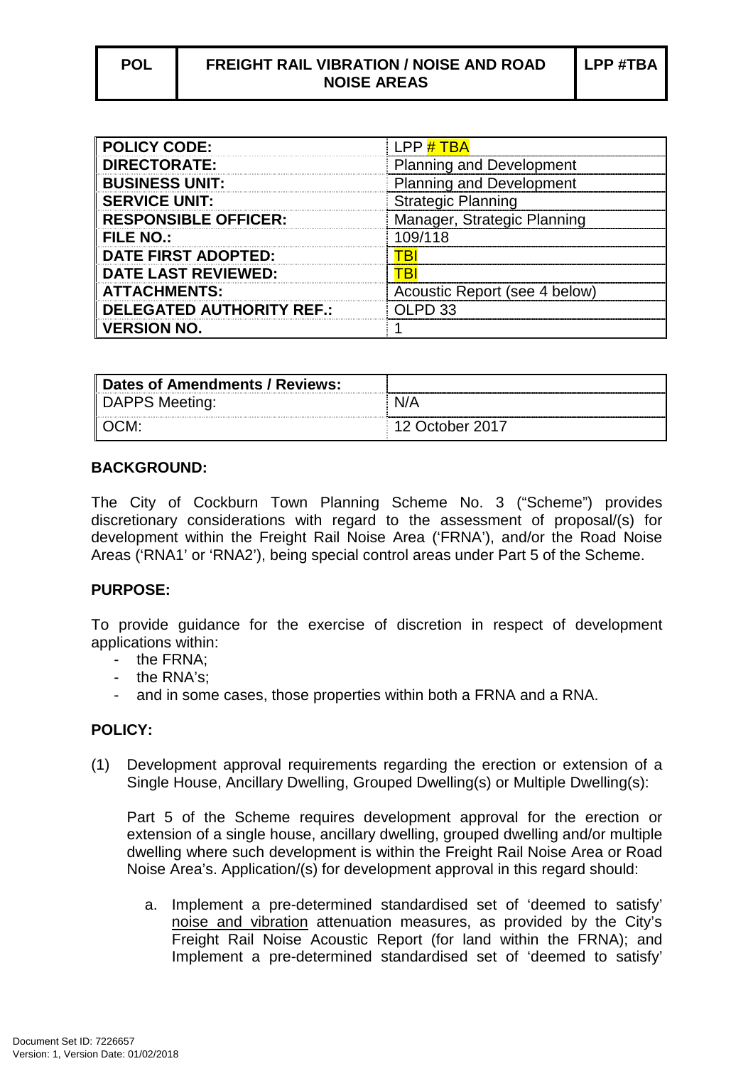| POL | FREIGHT RAIL VIBRATION / NOISE AND ROAD NOISE AREAS | LPP #TBA |
|---|---|---|

| POLICY CODE: | LPP # TBA |
|---|---|
| DIRECTORATE: | Planning and Development |
| BUSINESS UNIT: | Planning and Development |
| SERVICE UNIT: | Strategic Planning |
| RESPONSIBLE OFFICER: | Manager, Strategic Planning |
| FILE NO.: | 109/118 |
| DATE FIRST ADOPTED: | TBI |
| DATE LAST REVIEWED: | TBI |
| ATTACHMENTS: | Acoustic Report (see 4 below) |
| DELEGATED AUTHORITY REF.: | OLPD 33 |
| VERSION NO. | 1 |

| Dates of Amendments / Reviews: | |
|---|---|
| DAPPS Meeting: | N/A |
| OCM: | 12 October 2017 |

**BACKGROUND:**

The City of Cockburn Town Planning Scheme No. 3 ("Scheme") provides discretionary considerations with regard to the assessment of proposal/(s) for development within the Freight Rail Noise Area ('FRNA'), and/or the Road Noise Areas ('RNA1' or 'RNA2'), being special control areas under Part 5 of the Scheme.

**PURPOSE:**

To provide guidance for the exercise of discretion in respect of development applications within:

- the FRNA;
- the RNA's;
- and in some cases, those properties within both a FRNA and a RNA.

**POLICY:**

(1) Development approval requirements regarding the erection or extension of a Single House, Ancillary Dwelling, Grouped Dwelling(s) or Multiple Dwelling(s):

Part 5 of the Scheme requires development approval for the erection or extension of a single house, ancillary dwelling, grouped dwelling and/or multiple dwelling where such development is within the Freight Rail Noise Area or Road Noise Area's. Application/(s) for development approval in this regard should:

a. Implement a pre-determined standardised set of 'deemed to satisfy' noise and vibration attenuation measures, as provided by the City's Freight Rail Noise Acoustic Report (for land within the FRNA); and Implement a pre-determined standardised set of 'deemed to satisfy'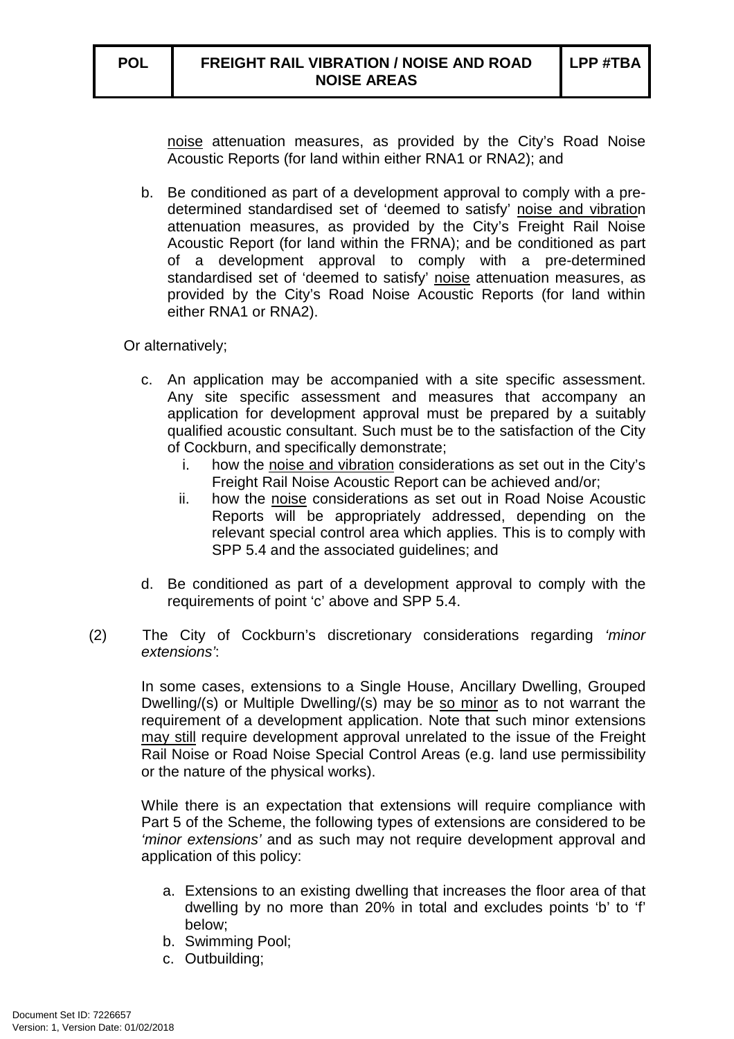noise attenuation measures, as provided by the City's Road Noise Acoustic Reports (for land within either RNA1 or RNA2); and

b. Be conditioned as part of a development approval to comply with a pre-determined standardised set of 'deemed to satisfy' noise and vibration attenuation measures, as provided by the City's Freight Rail Noise Acoustic Report (for land within the FRNA); and be conditioned as part of a development approval to comply with a pre-determined standardised set of 'deemed to satisfy' noise attenuation measures, as provided by the City's Road Noise Acoustic Reports (for land within either RNA1 or RNA2).

Or alternatively;

c. An application may be accompanied with a site specific assessment. Any site specific assessment and measures that accompany an application for development approval must be prepared by a suitably qualified acoustic consultant. Such must be to the satisfaction of the City of Cockburn, and specifically demonstrate;
   i. how the noise and vibration considerations as set out in the City's Freight Rail Noise Acoustic Report can be achieved and/or;
   ii. how the noise considerations as set out in Road Noise Acoustic Reports will be appropriately addressed, depending on the relevant special control area which applies. This is to comply with SPP 5.4 and the associated guidelines; and

d. Be conditioned as part of a development approval to comply with the requirements of point 'c' above and SPP 5.4.

(2) The City of Cockburn's discretionary considerations regarding *'minor extensions'*:

In some cases, extensions to a Single House, Ancillary Dwelling, Grouped Dwelling/(s) or Multiple Dwelling/(s) may be so minor as to not warrant the requirement of a development application. Note that such minor extensions may still require development approval unrelated to the issue of the Freight Rail Noise or Road Noise Special Control Areas (e.g. land use permissibility or the nature of the physical works).

While there is an expectation that extensions will require compliance with Part 5 of the Scheme, the following types of extensions are considered to be *'minor extensions'* and as such may not require development approval and application of this policy:

a. Extensions to an existing dwelling that increases the floor area of that dwelling by no more than 20% in total and excludes points 'b' to 'f' below;
b. Swimming Pool;
c. Outbuilding;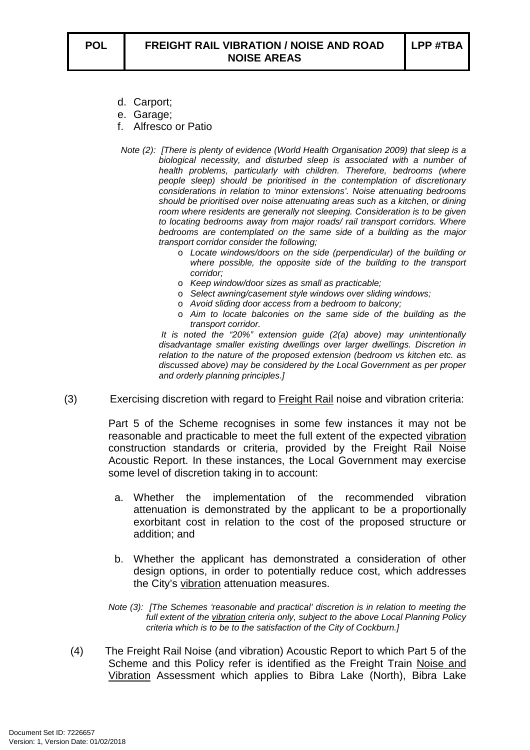d. Carport;
e. Garage;
f. Alfresco or Patio

*Note (2): [There is plenty of evidence (World Health Organisation 2009) that sleep is a biological necessity, and disturbed sleep is associated with a number of health problems, particularly with children. Therefore, bedrooms (where people sleep) should be prioritised in the contemplation of discretionary considerations in relation to 'minor extensions'. Noise attenuating bedrooms should be prioritised over noise attenuating areas such as a kitchen, or dining room where residents are generally not sleeping. Consideration is to be given to locating bedrooms away from major roads/ rail transport corridors. Where bedrooms are contemplated on the same side of a building as the major transport corridor consider the following;*

- *Locate windows/doors on the side (perpendicular) of the building or where possible, the opposite side of the building to the transport corridor;*
- *Keep window/door sizes as small as practicable;*
- *Select awning/casement style windows over sliding windows;*
- *Avoid sliding door access from a bedroom to balcony;*
- *Aim to locate balconies on the same side of the building as the transport corridor.*

*It is noted the "20%" extension guide (2(a) above) may unintentionally disadvantage smaller existing dwellings over larger dwellings. Discretion in relation to the nature of the proposed extension (bedroom vs kitchen etc. as discussed above) may be considered by the Local Government as per proper and orderly planning principles.]*

(3) Exercising discretion with regard to <u>Freight Rail</u> noise and vibration criteria:

Part 5 of the Scheme recognises in some few instances it may not be reasonable and practicable to meet the full extent of the expected <u>vibration</u> construction standards or criteria, provided by the Freight Rail Noise Acoustic Report. In these instances, the Local Government may exercise some level of discretion taking in to account:

a. Whether the implementation of the recommended vibration attenuation is demonstrated by the applicant to be a proportionally exorbitant cost in relation to the cost of the proposed structure or addition; and

b. Whether the applicant has demonstrated a consideration of other design options, in order to potentially reduce cost, which addresses the City's <u>vibration</u> attenuation measures.

*Note (3): [The Schemes 'reasonable and practical' discretion is in relation to meeting the full extent of the <u>vibration</u> criteria only, subject to the above Local Planning Policy criteria which is to be to the satisfaction of the City of Cockburn.]*

(4) The Freight Rail Noise (and vibration) Acoustic Report to which Part 5 of the Scheme and this Policy refer is identified as the Freight Train <u>Noise and Vibration</u> Assessment which applies to Bibra Lake (North), Bibra Lake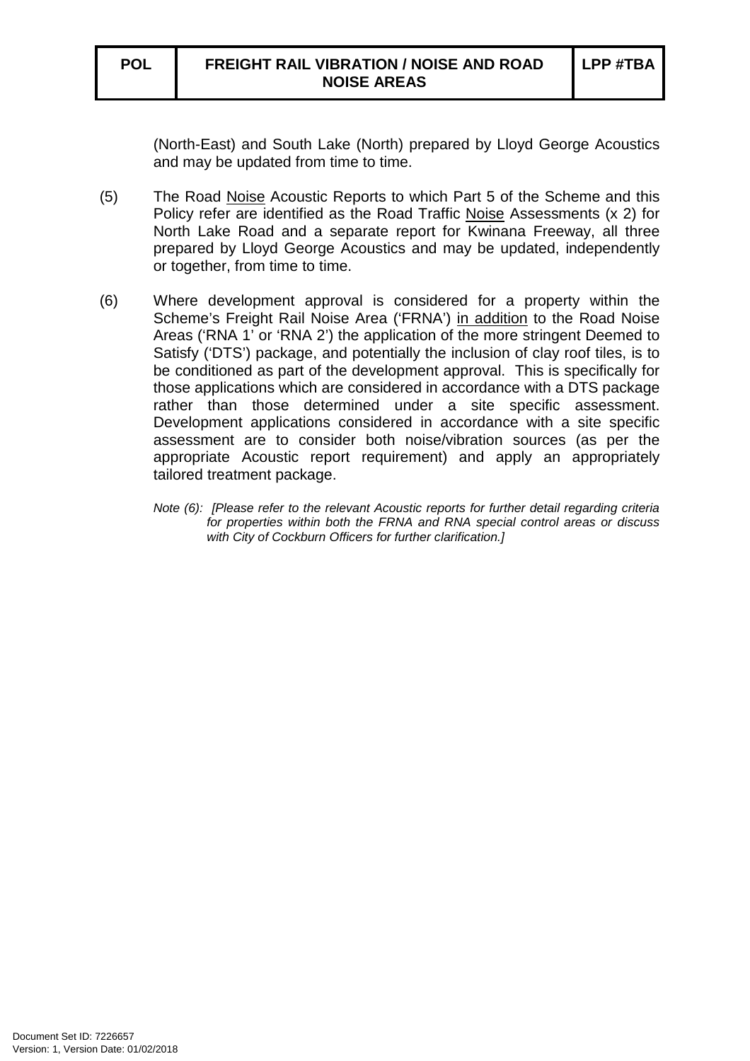(North-East) and South Lake (North) prepared by Lloyd George Acoustics and may be updated from time to time.

(5) The Road Noise Acoustic Reports to which Part 5 of the Scheme and this Policy refer are identified as the Road Traffic Noise Assessments (x 2) for North Lake Road and a separate report for Kwinana Freeway, all three prepared by Lloyd George Acoustics and may be updated, independently or together, from time to time.

(6) Where development approval is considered for a property within the Scheme's Freight Rail Noise Area ('FRNA') in addition to the Road Noise Areas ('RNA 1' or 'RNA 2') the application of the more stringent Deemed to Satisfy ('DTS') package, and potentially the inclusion of clay roof tiles, is to be conditioned as part of the development approval. This is specifically for those applications which are considered in accordance with a DTS package rather than those determined under a site specific assessment. Development applications considered in accordance with a site specific assessment are to consider both noise/vibration sources (as per the appropriate Acoustic report requirement) and apply an appropriately tailored treatment package.

*Note (6): [Please refer to the relevant Acoustic reports for further detail regarding criteria for properties within both the FRNA and RNA special control areas or discuss with City of Cockburn Officers for further clarification.]*